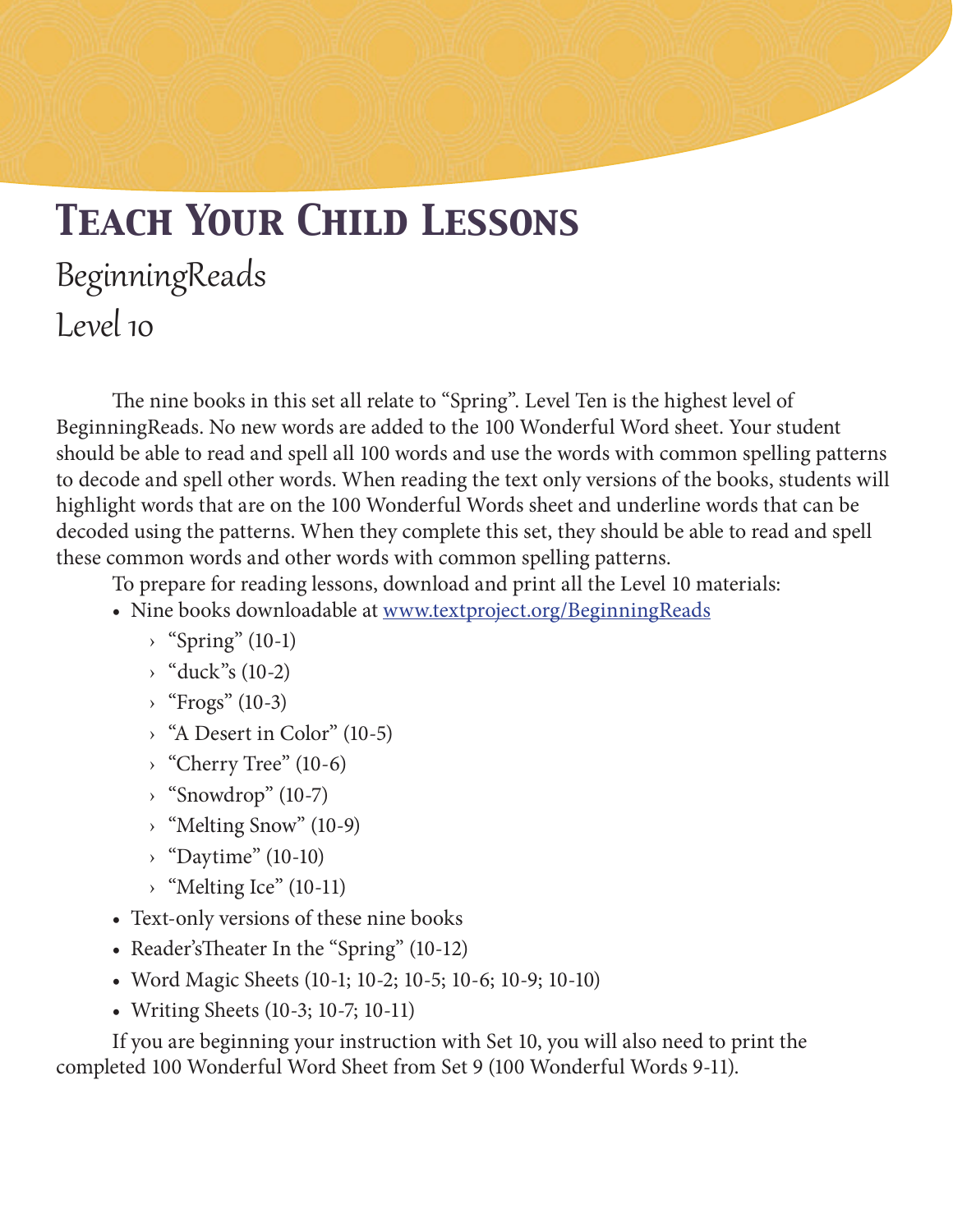# Teach Your Child Lessons

## BeginningReads

## Level 10

The nine books in this set all relate to "Spring". Level Ten is the highest level of BeginningReads. No new words are added to the 100 Wonderful Word sheet. Your student should be able to read and spell all 100 words and use the words with common spelling patterns to decode and spell other words. When reading the text only versions of the books, students will highlight words that are on the 100 Wonderful Words sheet and underline words that can be decoded using the patterns. When they complete this set, they should be able to read and spell these common words and other words with common spelling patterns.

To prepare for reading lessons, download and print all the Level 10 materials:

- Nine books downloadable at www.textproject.org/BeginningReads
    - "Spring" (10-1)
    - "duck"s (10-2)
    - "Frogs" (10-3)
    - "A Desert in Color" (10-5)
    - "Cherry Tree" (10-6)
    - "Snowdrop" (10-7)
    - "Melting Snow" (10-9)
    - "Daytime" (10-10)
    - "Melting Ice" (10-11)
- Text-only versions of these nine books
- Reader'sTheater In the "Spring" (10-12)
- Word Magic Sheets (10-1; 10-2; 10-5; 10-6; 10-9; 10-10)
- Writing Sheets (10-3; 10-7; 10-11)

If you are beginning your instruction with Set 10, you will also need to print the completed 100 Wonderful Word Sheet from Set 9 (100 Wonderful Words 9-11).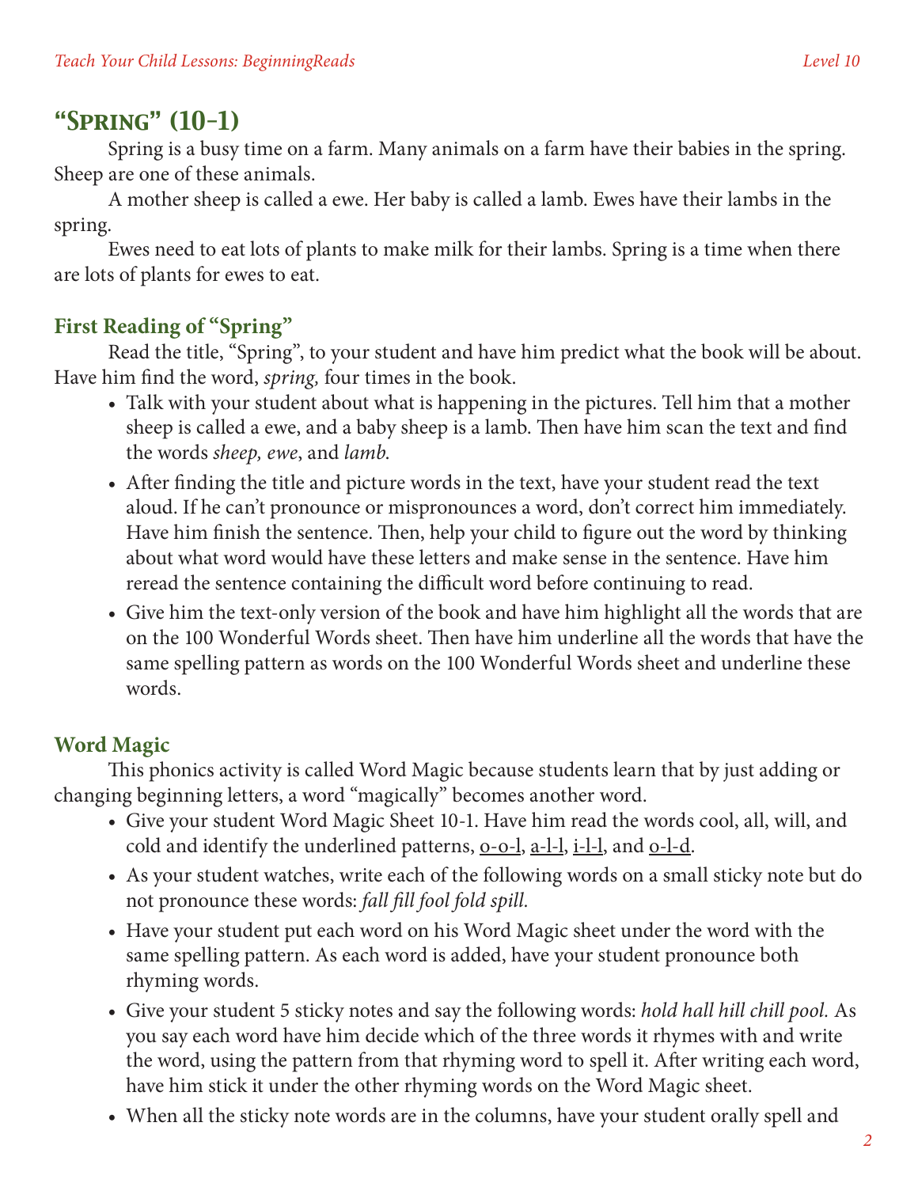## "Spring" (10-1)

Spring is a busy time on a farm. Many animals on a farm have their babies in the spring. Sheep are one of these animals.

A mother sheep is called a ewe. Her baby is called a lamb. Ewes have their lambs in the spring.

Ewes need to eat lots of plants to make milk for their lambs. Spring is a time when there are lots of plants for ewes to eat.

### First Reading of "Spring"

Read the title, "Spring", to your student and have him predict what the book will be about. Have him find the word, *spring,* four times in the book.

- Talk with your student about what is happening in the pictures. Tell him that a mother sheep is called a ewe, and a baby sheep is a lamb. Then have him scan the text and find the words *sheep, ewe*, and *lamb*.
- After finding the title and picture words in the text, have your student read the text aloud. If he can't pronounce or mispronounces a word, don't correct him immediately. Have him finish the sentence. Then, help your child to figure out the word by thinking about what word would have these letters and make sense in the sentence. Have him reread the sentence containing the difficult word before continuing to read.
- Give him the text-only version of the book and have him highlight all the words that are on the 100 Wonderful Words sheet. Then have him underline all the words that have the same spelling pattern as words on the 100 Wonderful Words sheet and underline these words.

### Word Magic

This phonics activity is called Word Magic because students learn that by just adding or changing beginning letters, a word "magically" becomes another word.

- Give your student Word Magic Sheet 10-1. Have him read the words cool, all, will, and cold and identify the underlined patterns, <u>o-o-l</u>, <u>a-l-l</u>, <u>i-l-l</u>, and <u>o-l-d</u>.
- As your student watches, write each of the following words on a small sticky note but do not pronounce these words: *fall fill fool fold spill.*
- Have your student put each word on his Word Magic sheet under the word with the same spelling pattern. As each word is added, have your student pronounce both rhyming words.
- Give your student 5 sticky notes and say the following words: *hold hall hill chill pool.* As you say each word have him decide which of the three words it rhymes with and write the word, using the pattern from that rhyming word to spell it. After writing each word, have him stick it under the other rhyming words on the Word Magic sheet.
- When all the sticky note words are in the columns, have your student orally spell and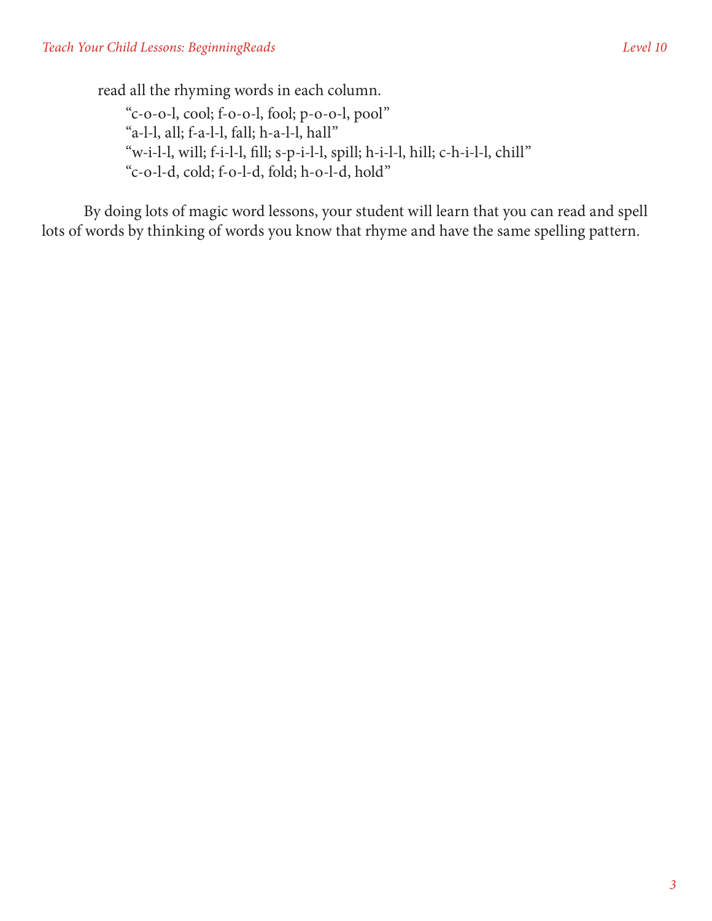read all the rhyming words in each column.

"c-o-o-l, cool; f-o-o-l, fool; p-o-o-l, pool"
"a-l-l, all; f-a-l-l, fall; h-a-l-l, hall"
"w-i-l-l, will; f-i-l-l, fill; s-p-i-l-l, spill; h-i-l-l, hill; c-h-i-l-l, chill"
"c-o-l-d, cold; f-o-l-d, fold; h-o-l-d, hold"

By doing lots of magic word lessons, your student will learn that you can read and spell lots of words by thinking of words you know that rhyme and have the same spelling pattern.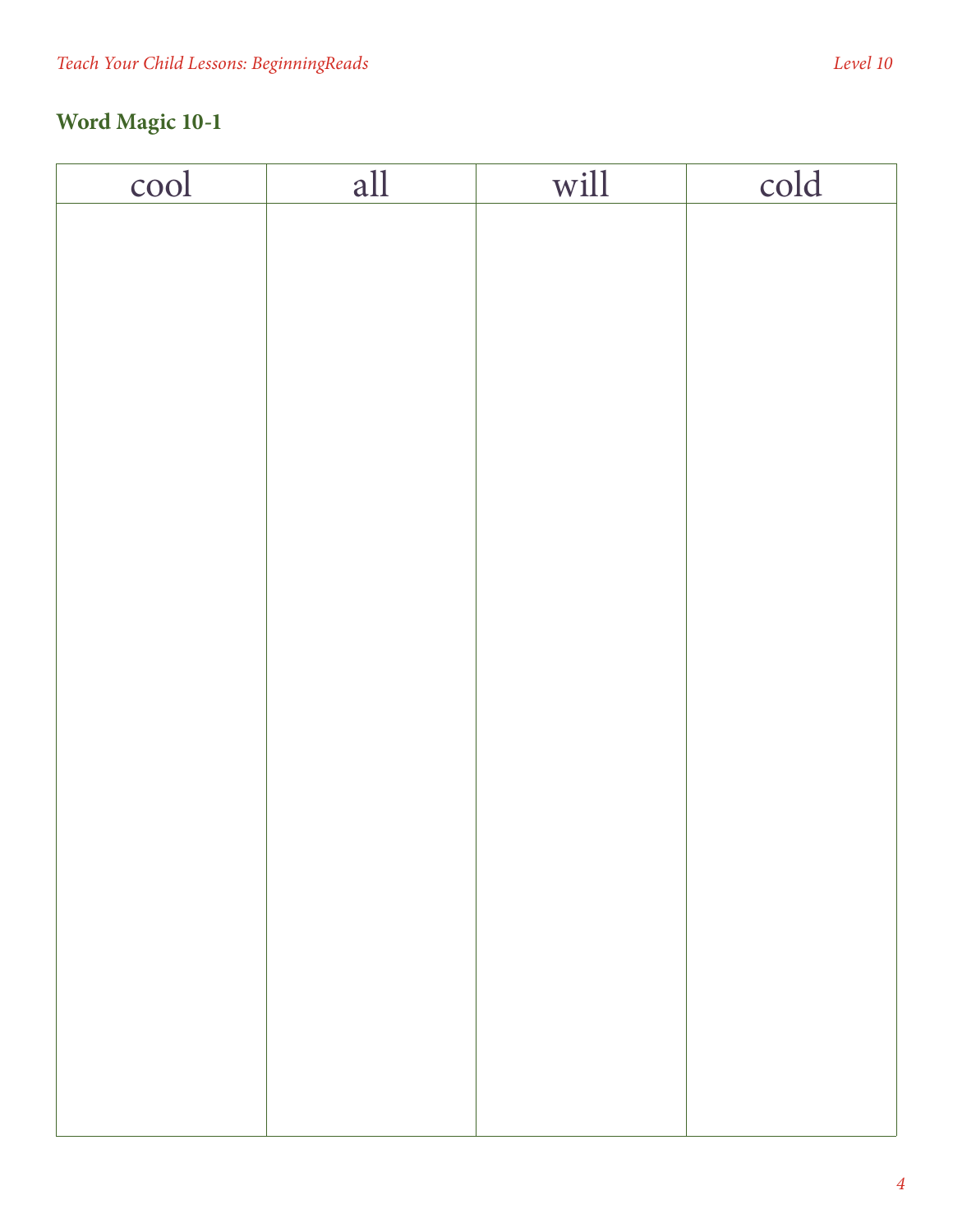## Word Magic 10-1

| cool | all | will | cold |
|---|---|---|---|
| | | | |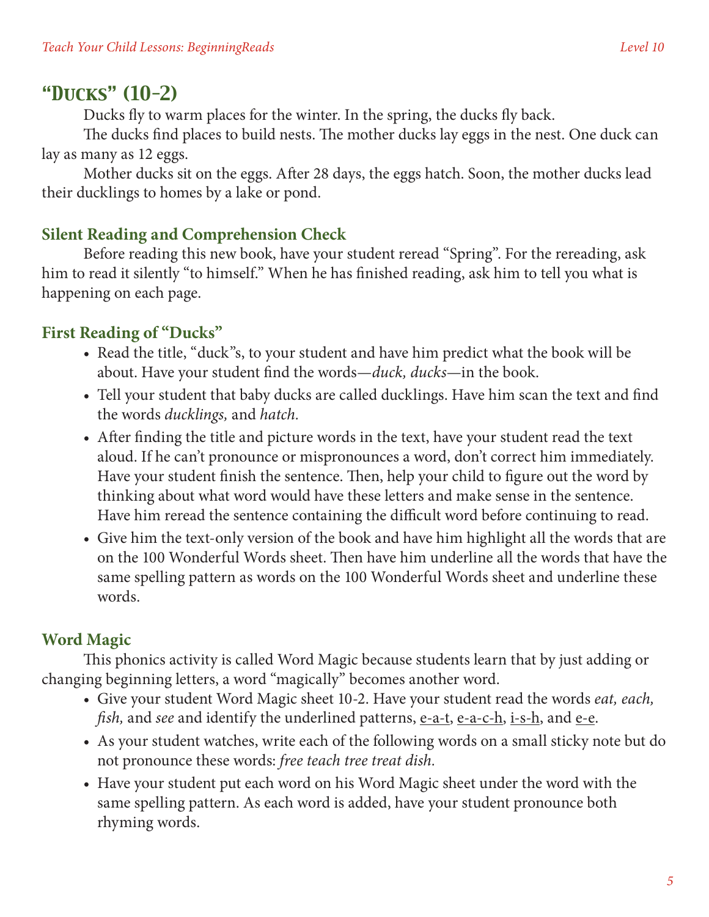## "Ducks" (10-2)

Ducks fly to warm places for the winter. In the spring, the ducks fly back.

The ducks find places to build nests. The mother ducks lay eggs in the nest. One duck can lay as many as 12 eggs.

Mother ducks sit on the eggs. After 28 days, the eggs hatch. Soon, the mother ducks lead their ducklings to homes by a lake or pond.

### Silent Reading and Comprehension Check

Before reading this new book, have your student reread "Spring". For the rereading, ask him to read it silently "to himself." When he has finished reading, ask him to tell you what is happening on each page.

### First Reading of "Ducks"

- Read the title, "duck"s, to your student and have him predict what the book will be about. Have your student find the words—*duck, ducks*—in the book.
- Tell your student that baby ducks are called ducklings. Have him scan the text and find the words *ducklings,* and *hatch.*
- After finding the title and picture words in the text, have your student read the text aloud. If he can't pronounce or mispronounces a word, don't correct him immediately. Have your student finish the sentence. Then, help your child to figure out the word by thinking about what word would have these letters and make sense in the sentence. Have him reread the sentence containing the difficult word before continuing to read.
- Give him the text-only version of the book and have him highlight all the words that are on the 100 Wonderful Words sheet. Then have him underline all the words that have the same spelling pattern as words on the 100 Wonderful Words sheet and underline these words.

### Word Magic

This phonics activity is called Word Magic because students learn that by just adding or changing beginning letters, a word "magically" becomes another word.

- Give your student Word Magic sheet 10-2. Have your student read the words *eat, each, fish,* and *see* and identify the underlined patterns, <u>e-a-t</u>, <u>e-a-c-h</u>, <u>i-s-h</u>, and <u>e-e</u>.
- As your student watches, write each of the following words on a small sticky note but do not pronounce these words: *free teach tree treat dish.*
- Have your student put each word on his Word Magic sheet under the word with the same spelling pattern. As each word is added, have your student pronounce both rhyming words.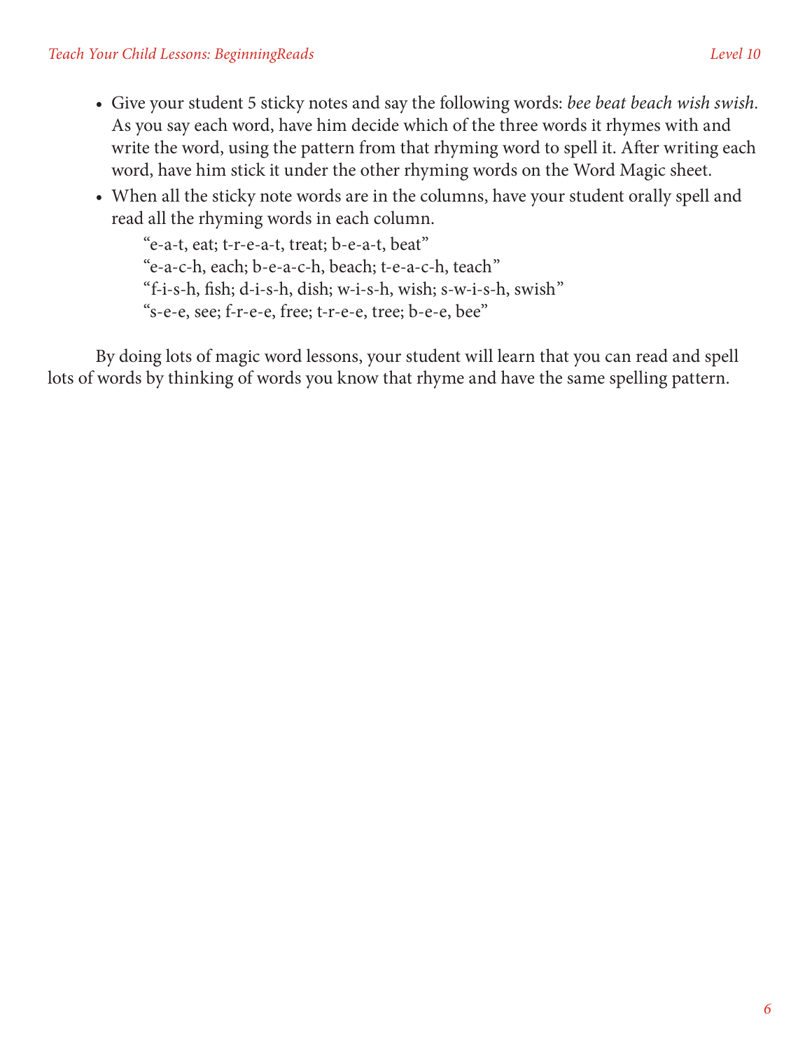- Give your student 5 sticky notes and say the following words: *bee beat beach wish swish*. As you say each word, have him decide which of the three words it rhymes with and write the word, using the pattern from that rhyming word to spell it. After writing each word, have him stick it under the other rhyming words on the Word Magic sheet.
- When all the sticky note words are in the columns, have your student orally spell and read all the rhyming words in each column.

  "e-a-t, eat; t-r-e-a-t, treat; b-e-a-t, beat"
  "e-a-c-h, each; b-e-a-c-h, beach; t-e-a-c-h, teach"
  "f-i-s-h, fish; d-i-s-h, dish; w-i-s-h, wish; s-w-i-s-h, swish"
  "s-e-e, see; f-r-e-e, free; t-r-e-e, tree; b-e-e, bee"

By doing lots of magic word lessons, your student will learn that you can read and spell lots of words by thinking of words you know that rhyme and have the same spelling pattern.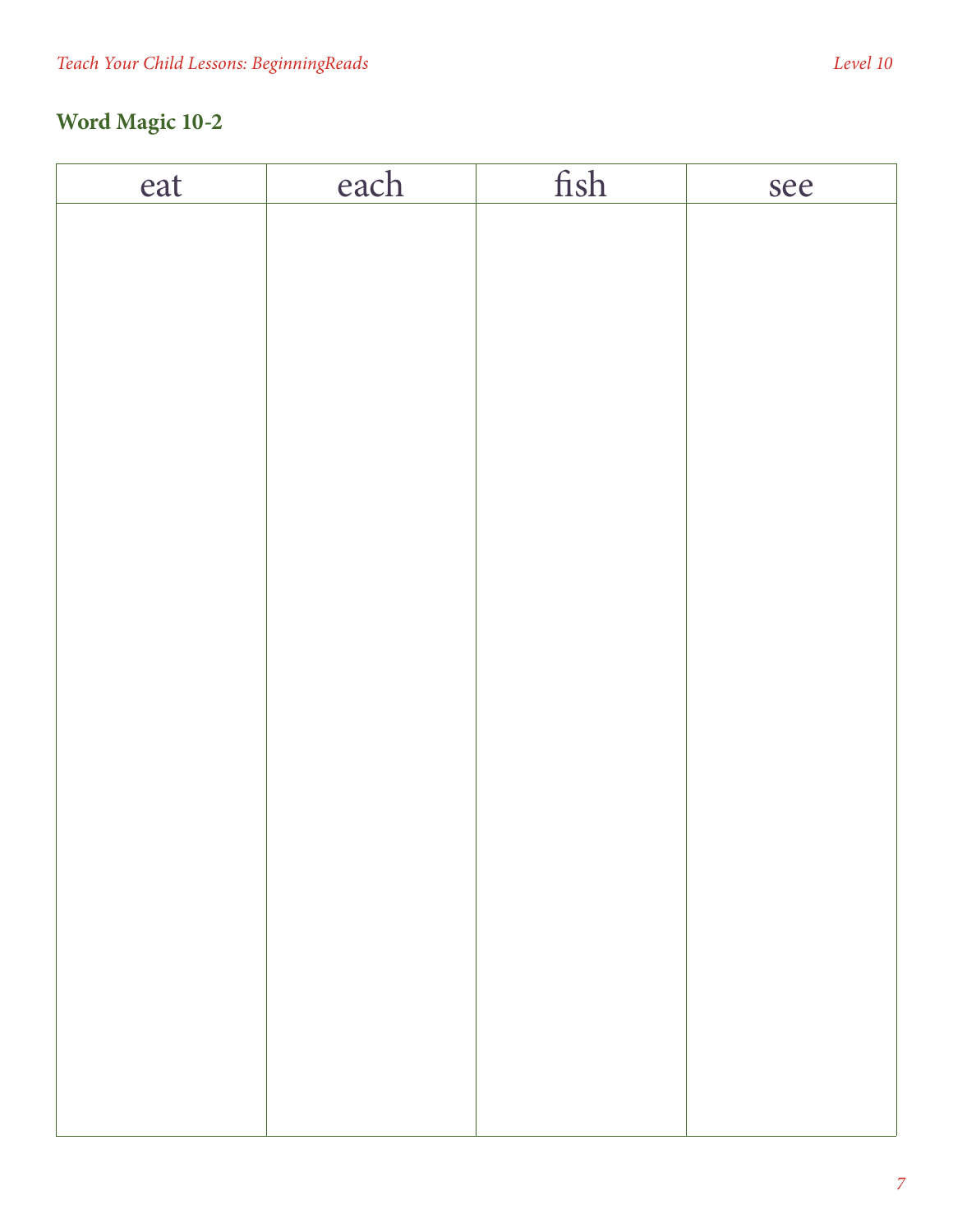## Word Magic 10-2

| eat | each | fish | see |
|---|---|---|---|
| | | | |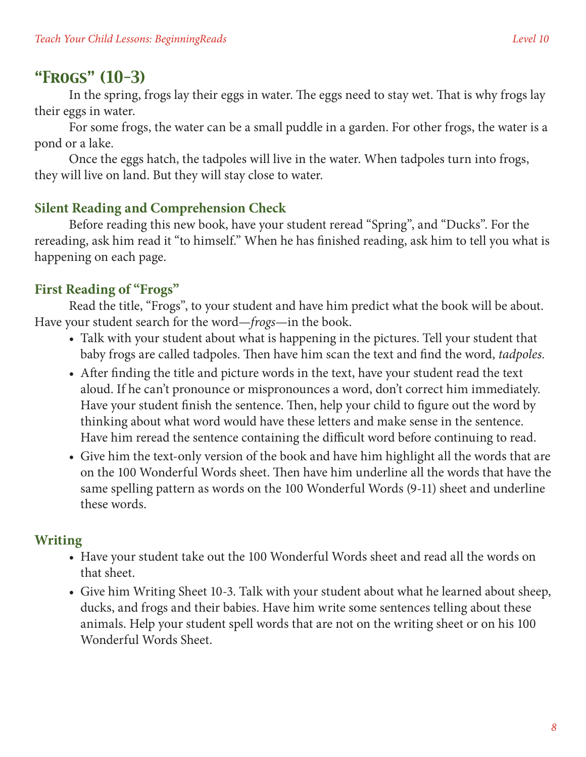## "Frogs" (10-3)

In the spring, frogs lay their eggs in water. The eggs need to stay wet. That is why frogs lay their eggs in water.

For some frogs, the water can be a small puddle in a garden. For other frogs, the water is a pond or a lake.

Once the eggs hatch, the tadpoles will live in the water. When tadpoles turn into frogs, they will live on land. But they will stay close to water.

### Silent Reading and Comprehension Check

Before reading this new book, have your student reread "Spring", and "Ducks". For the rereading, ask him read it "to himself." When he has finished reading, ask him to tell you what is happening on each page.

### First Reading of "Frogs"

Read the title, "Frogs", to your student and have him predict what the book will be about. Have your student search for the word—*frogs*—in the book.

- Talk with your student about what is happening in the pictures. Tell your student that baby frogs are called tadpoles. Then have him scan the text and find the word, *tadpoles.*
- After finding the title and picture words in the text, have your student read the text aloud. If he can't pronounce or mispronounces a word, don't correct him immediately. Have your student finish the sentence. Then, help your child to figure out the word by thinking about what word would have these letters and make sense in the sentence. Have him reread the sentence containing the difficult word before continuing to read.
- Give him the text-only version of the book and have him highlight all the words that are on the 100 Wonderful Words sheet. Then have him underline all the words that have the same spelling pattern as words on the 100 Wonderful Words (9-11) sheet and underline these words.

### Writing

- Have your student take out the 100 Wonderful Words sheet and read all the words on that sheet.
- Give him Writing Sheet 10-3. Talk with your student about what he learned about sheep, ducks, and frogs and their babies. Have him write some sentences telling about these animals. Help your student spell words that are not on the writing sheet or on his 100 Wonderful Words Sheet.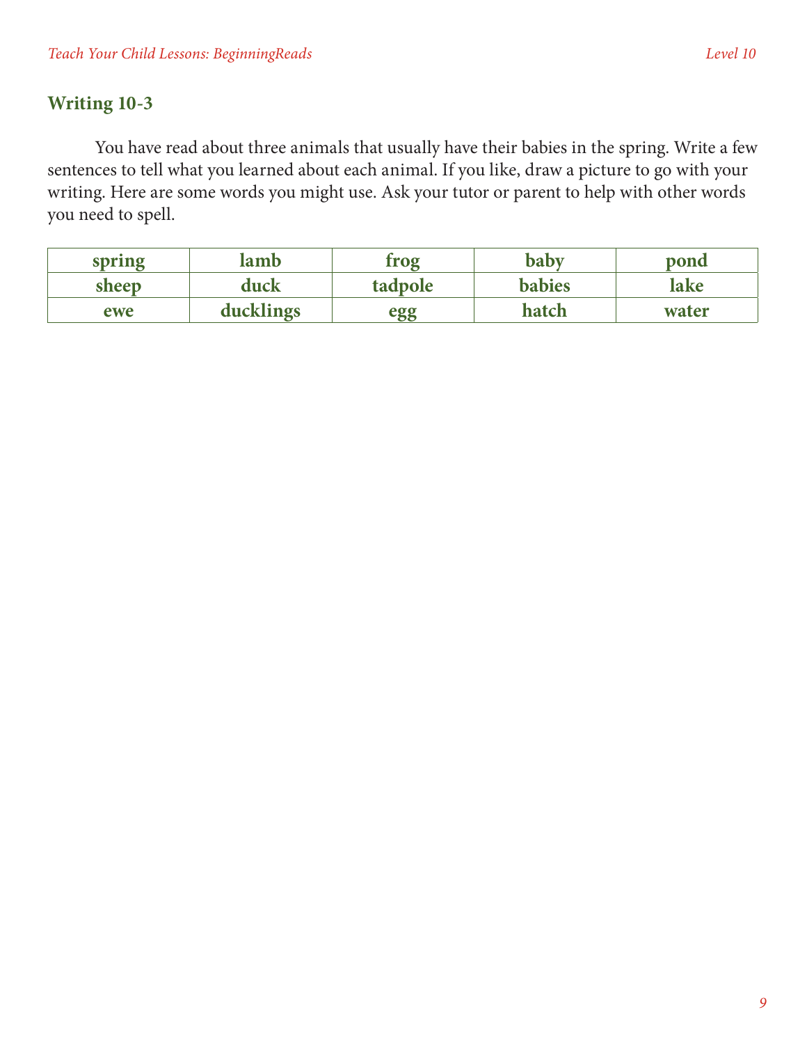## Writing 10-3

You have read about three animals that usually have their babies in the spring. Write a few sentences to tell what you learned about each animal. If you like, draw a picture to go with your writing. Here are some words you might use. Ask your tutor or parent to help with other words you need to spell.

| | | | | |
|---|---|---|---|---|
| **spring** | **lamb** | **frog** | **baby** | **pond** |
| **sheep** | **duck** | **tadpole** | **babies** | **lake** |
| **ewe** | **ducklings** | **egg** | **hatch** | **water** |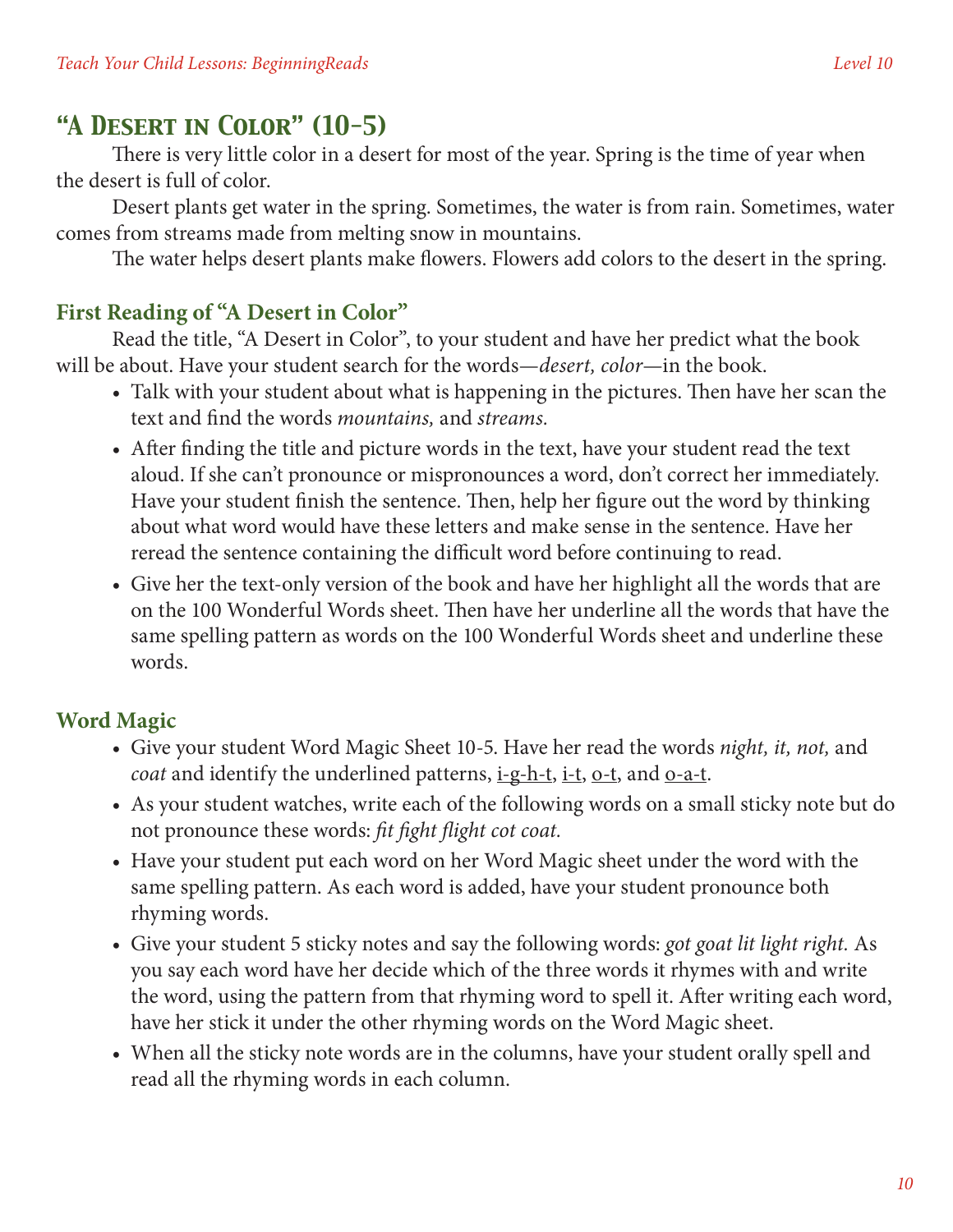## "A Desert in Color" (10-5)

There is very little color in a desert for most of the year. Spring is the time of year when the desert is full of color.

Desert plants get water in the spring. Sometimes, the water is from rain. Sometimes, water comes from streams made from melting snow in mountains.

The water helps desert plants make flowers. Flowers add colors to the desert in the spring.

### First Reading of "A Desert in Color"

Read the title, "A Desert in Color", to your student and have her predict what the book will be about. Have your student search for the words—*desert, color*—in the book.

- Talk with your student about what is happening in the pictures. Then have her scan the text and find the words *mountains,* and *streams.*
- After finding the title and picture words in the text, have your student read the text aloud. If she can't pronounce or mispronounces a word, don't correct her immediately. Have your student finish the sentence. Then, help her figure out the word by thinking about what word would have these letters and make sense in the sentence. Have her reread the sentence containing the difficult word before continuing to read.
- Give her the text-only version of the book and have her highlight all the words that are on the 100 Wonderful Words sheet. Then have her underline all the words that have the same spelling pattern as words on the 100 Wonderful Words sheet and underline these words.

### Word Magic

- Give your student Word Magic Sheet 10-5. Have her read the words *night, it, not,* and *coat* and identify the underlined patterns, i-g-h-t, i-t, o-t, and o-a-t.
- As your student watches, write each of the following words on a small sticky note but do not pronounce these words: *fit fight flight cot coat.*
- Have your student put each word on her Word Magic sheet under the word with the same spelling pattern. As each word is added, have your student pronounce both rhyming words.
- Give your student 5 sticky notes and say the following words: *got goat lit light right.* As you say each word have her decide which of the three words it rhymes with and write the word, using the pattern from that rhyming word to spell it. After writing each word, have her stick it under the other rhyming words on the Word Magic sheet.
- When all the sticky note words are in the columns, have your student orally spell and read all the rhyming words in each column.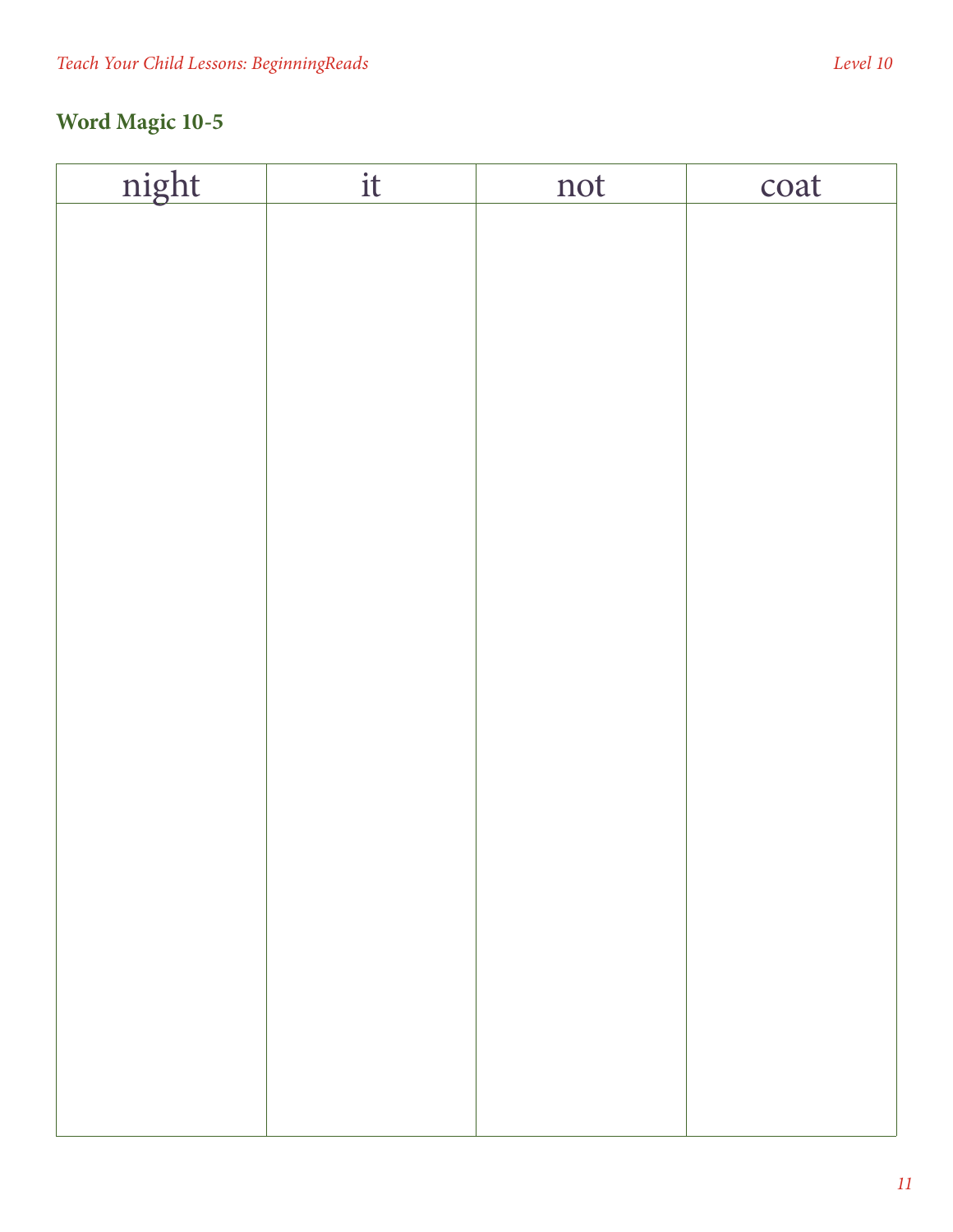## Word Magic 10-5

| night | it | not | coat |
| --- | --- | --- | --- |
| | | | |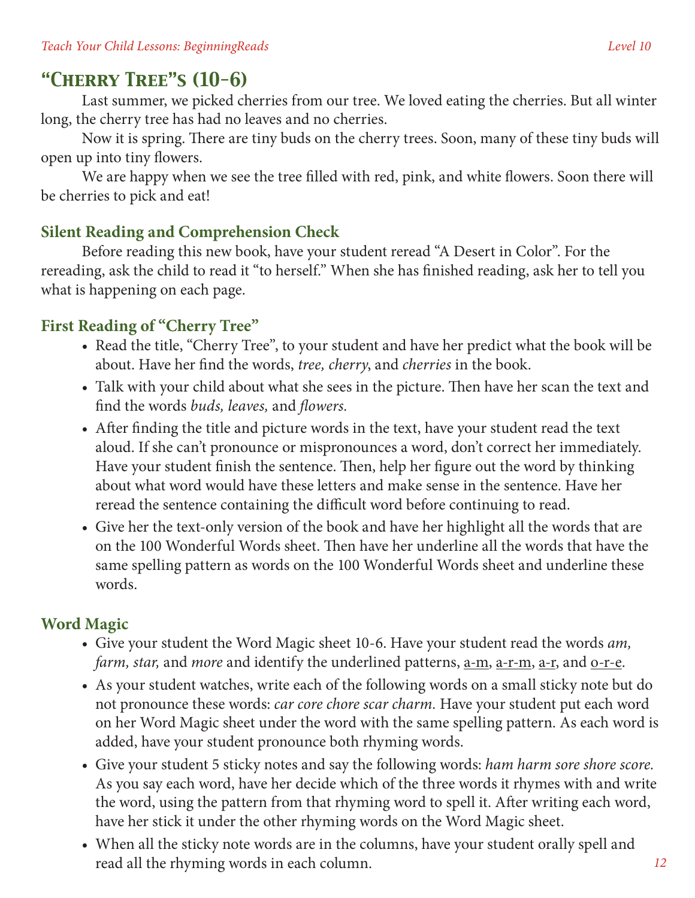## "Cherry Tree"s (10-6)

Last summer, we picked cherries from our tree. We loved eating the cherries. But all winter long, the cherry tree has had no leaves and no cherries.

Now it is spring. There are tiny buds on the cherry trees. Soon, many of these tiny buds will open up into tiny flowers.

We are happy when we see the tree filled with red, pink, and white flowers. Soon there will be cherries to pick and eat!

### Silent Reading and Comprehension Check

Before reading this new book, have your student reread "A Desert in Color". For the rereading, ask the child to read it "to herself." When she has finished reading, ask her to tell you what is happening on each page.

### First Reading of "Cherry Tree"

- Read the title, "Cherry Tree", to your student and have her predict what the book will be about. Have her find the words, *tree, cherry*, and *cherries* in the book.
- Talk with your child about what she sees in the picture. Then have her scan the text and find the words *buds, leaves,* and *flowers.*
- After finding the title and picture words in the text, have your student read the text aloud. If she can't pronounce or mispronounces a word, don't correct her immediately. Have your student finish the sentence. Then, help her figure out the word by thinking about what word would have these letters and make sense in the sentence. Have her reread the sentence containing the difficult word before continuing to read.
- Give her the text-only version of the book and have her highlight all the words that are on the 100 Wonderful Words sheet. Then have her underline all the words that have the same spelling pattern as words on the 100 Wonderful Words sheet and underline these words.

### Word Magic

- Give your student the Word Magic sheet 10-6. Have your student read the words *am, farm, star,* and *more* and identify the underlined patterns, <u>a-m</u>, <u>a-r-m</u>, <u>a-r</u>, and <u>o-r-e</u>.
- As your student watches, write each of the following words on a small sticky note but do not pronounce these words: *car core chore scar charm.* Have your student put each word on her Word Magic sheet under the word with the same spelling pattern. As each word is added, have your student pronounce both rhyming words.
- Give your student 5 sticky notes and say the following words: *ham harm sore shore score.* As you say each word, have her decide which of the three words it rhymes with and write the word, using the pattern from that rhyming word to spell it. After writing each word, have her stick it under the other rhyming words on the Word Magic sheet.
- When all the sticky note words are in the columns, have your student orally spell and read all the rhyming words in each column.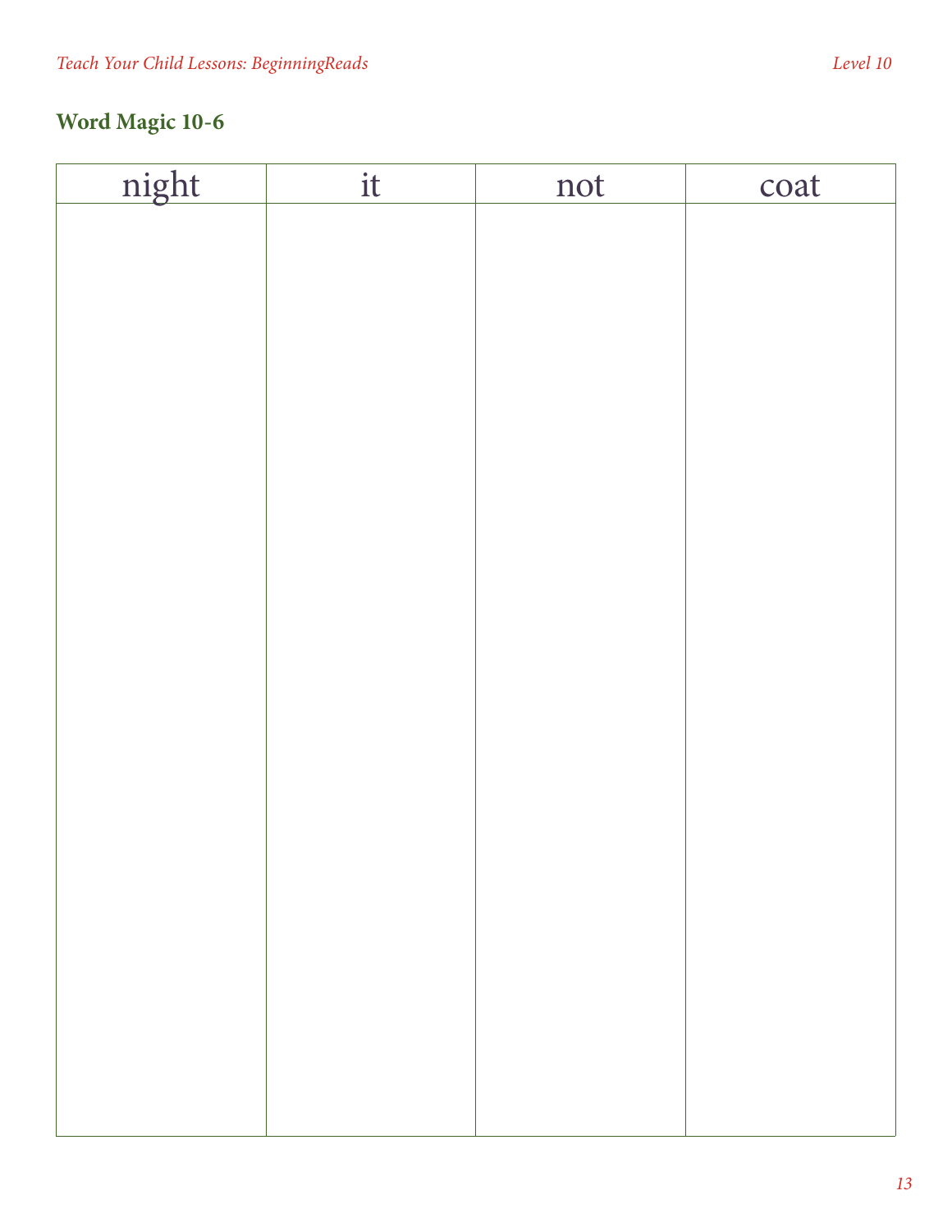## Word Magic 10-6

| night | it | not | coat |
| --- | --- | --- | --- |
| | | | |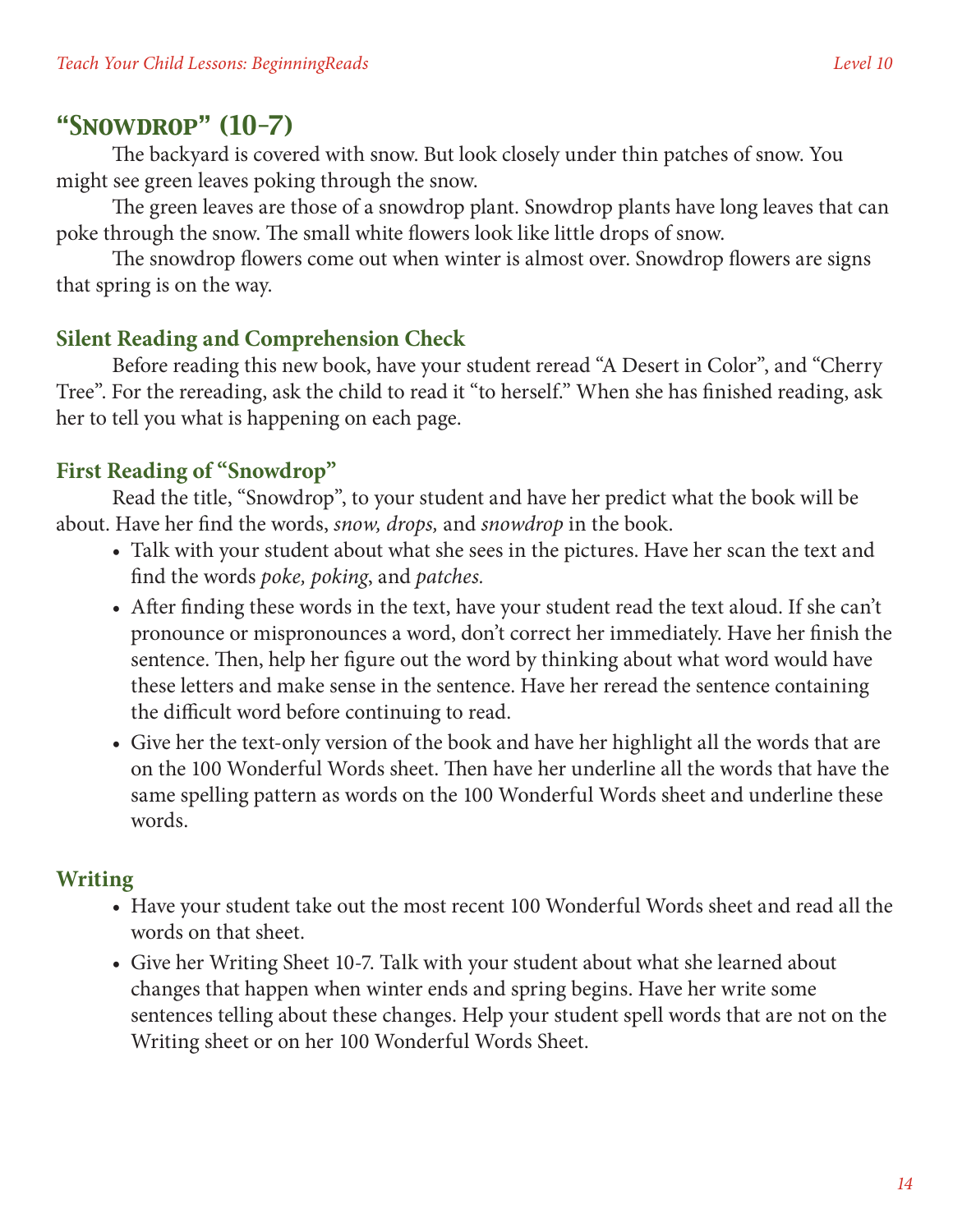## "Snowdrop" (10-7)

The backyard is covered with snow. But look closely under thin patches of snow. You might see green leaves poking through the snow.

The green leaves are those of a snowdrop plant. Snowdrop plants have long leaves that can poke through the snow. The small white flowers look like little drops of snow.

The snowdrop flowers come out when winter is almost over. Snowdrop flowers are signs that spring is on the way.

### Silent Reading and Comprehension Check

Before reading this new book, have your student reread "A Desert in Color", and "Cherry Tree". For the rereading, ask the child to read it "to herself." When she has finished reading, ask her to tell you what is happening on each page.

### First Reading of "Snowdrop"

Read the title, "Snowdrop", to your student and have her predict what the book will be about. Have her find the words, *snow, drops,* and *snowdrop* in the book.

- Talk with your student about what she sees in the pictures. Have her scan the text and find the words *poke, poking*, and *patches.*
- After finding these words in the text, have your student read the text aloud. If she can't pronounce or mispronounces a word, don't correct her immediately. Have her finish the sentence. Then, help her figure out the word by thinking about what word would have these letters and make sense in the sentence. Have her reread the sentence containing the difficult word before continuing to read.
- Give her the text-only version of the book and have her highlight all the words that are on the 100 Wonderful Words sheet. Then have her underline all the words that have the same spelling pattern as words on the 100 Wonderful Words sheet and underline these words.

### Writing

- Have your student take out the most recent 100 Wonderful Words sheet and read all the words on that sheet.
- Give her Writing Sheet 10-7. Talk with your student about what she learned about changes that happen when winter ends and spring begins. Have her write some sentences telling about these changes. Help your student spell words that are not on the Writing sheet or on her 100 Wonderful Words Sheet.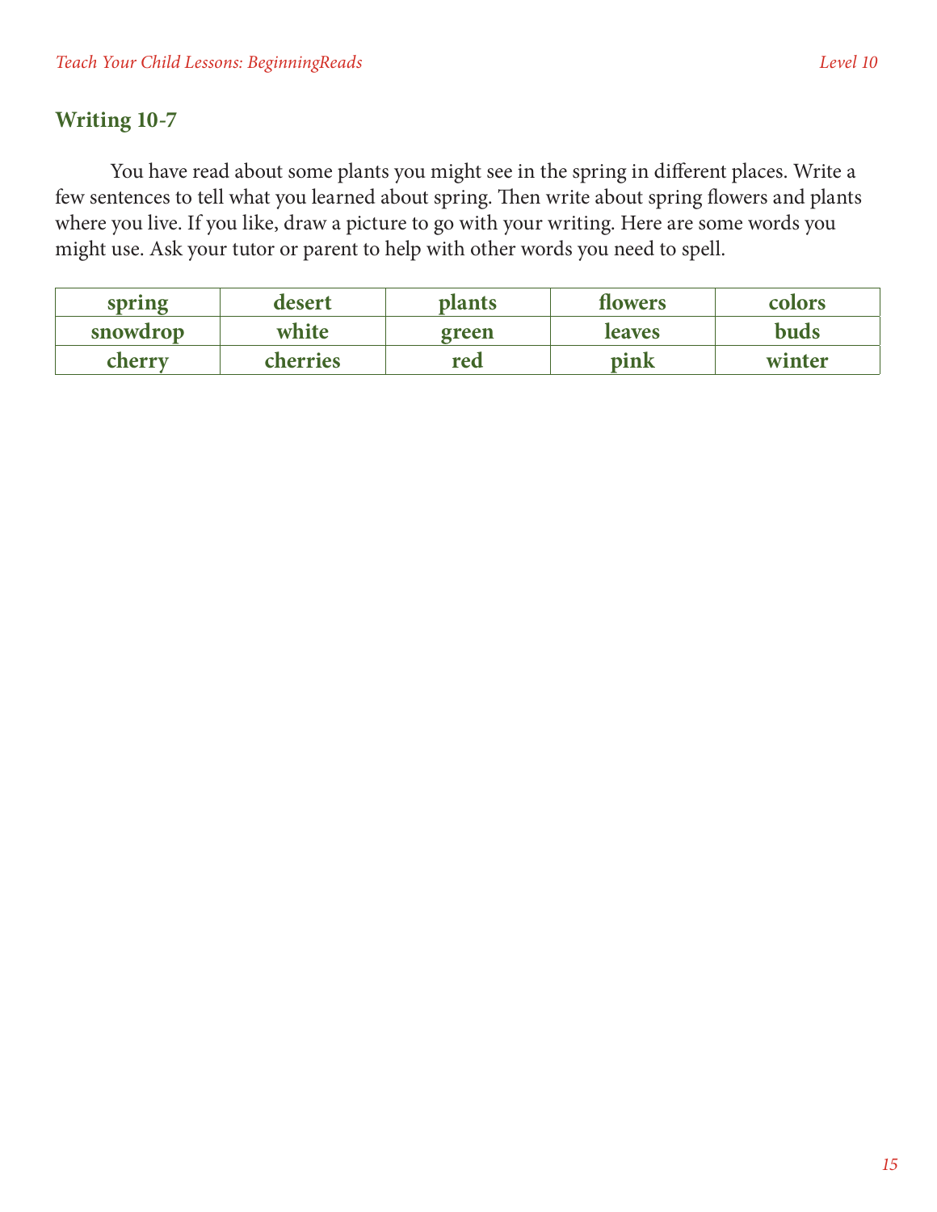## Writing 10-7

You have read about some plants you might see in the spring in different places. Write a few sentences to tell what you learned about spring. Then write about spring flowers and plants where you live. If you like, draw a picture to go with your writing. Here are some words you might use. Ask your tutor or parent to help with other words you need to spell.

| spring | desert | plants | flowers | colors |
|---|---|---|---|---|
| snowdrop | white | green | leaves | buds |
| cherry | cherries | red | pink | winter |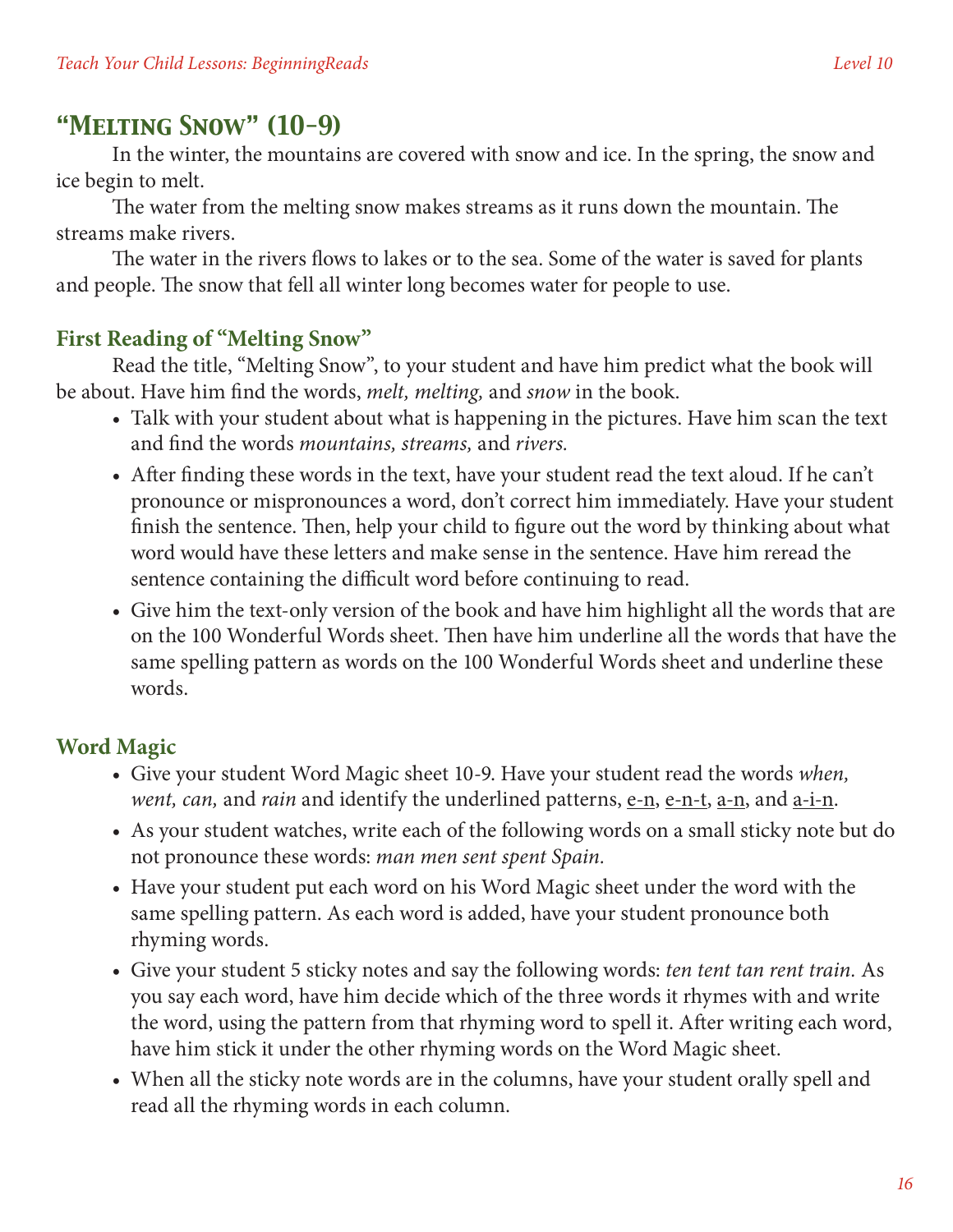## "Melting Snow" (10-9)

In the winter, the mountains are covered with snow and ice. In the spring, the snow and ice begin to melt.

The water from the melting snow makes streams as it runs down the mountain. The streams make rivers.

The water in the rivers flows to lakes or to the sea. Some of the water is saved for plants and people. The snow that fell all winter long becomes water for people to use.

### First Reading of "Melting Snow"

Read the title, "Melting Snow", to your student and have him predict what the book will be about. Have him find the words, *melt, melting,* and *snow* in the book.

- Talk with your student about what is happening in the pictures. Have him scan the text and find the words *mountains, streams,* and *rivers.*
- After finding these words in the text, have your student read the text aloud. If he can't pronounce or mispronounces a word, don't correct him immediately. Have your student finish the sentence. Then, help your child to figure out the word by thinking about what word would have these letters and make sense in the sentence. Have him reread the sentence containing the difficult word before continuing to read.
- Give him the text-only version of the book and have him highlight all the words that are on the 100 Wonderful Words sheet. Then have him underline all the words that have the same spelling pattern as words on the 100 Wonderful Words sheet and underline these words.

### Word Magic

- Give your student Word Magic sheet 10-9. Have your student read the words *when, went, can,* and *rain* and identify the underlined patterns, <u>e-n</u>, <u>e-n-t</u>, <u>a-n</u>, and <u>a-i-n</u>.
- As your student watches, write each of the following words on a small sticky note but do not pronounce these words: *man men sent spent Spain.*
- Have your student put each word on his Word Magic sheet under the word with the same spelling pattern. As each word is added, have your student pronounce both rhyming words.
- Give your student 5 sticky notes and say the following words: *ten tent tan rent train.* As you say each word, have him decide which of the three words it rhymes with and write the word, using the pattern from that rhyming word to spell it. After writing each word, have him stick it under the other rhyming words on the Word Magic sheet.
- When all the sticky note words are in the columns, have your student orally spell and read all the rhyming words in each column.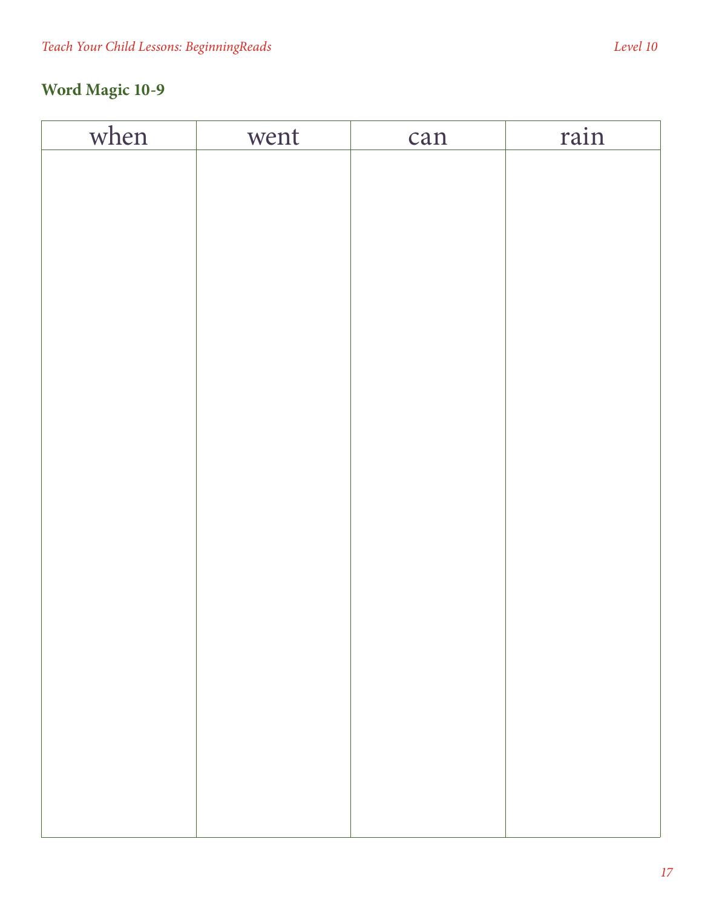## Word Magic 10-9

| when | went | can | rain |
| --- | --- | --- | --- |
| | | | |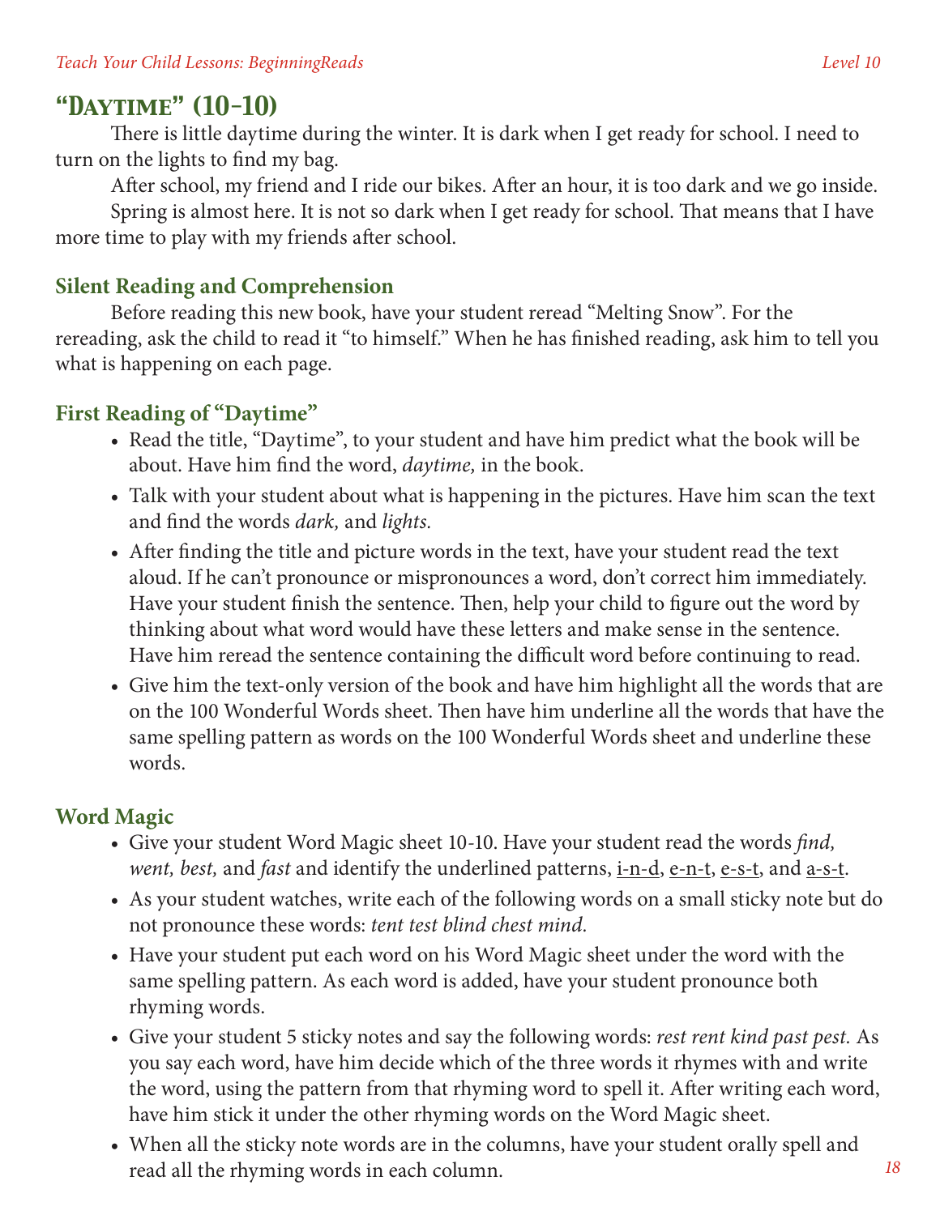## "Daytime" (10-10)

There is little daytime during the winter. It is dark when I get ready for school. I need to turn on the lights to find my bag.

After school, my friend and I ride our bikes. After an hour, it is too dark and we go inside.

Spring is almost here. It is not so dark when I get ready for school. That means that I have more time to play with my friends after school.

### Silent Reading and Comprehension

Before reading this new book, have your student reread "Melting Snow". For the rereading, ask the child to read it "to himself." When he has finished reading, ask him to tell you what is happening on each page.

### First Reading of "Daytime"

- Read the title, "Daytime", to your student and have him predict what the book will be about. Have him find the word, *daytime,* in the book.
- Talk with your student about what is happening in the pictures. Have him scan the text and find the words *dark,* and *lights.*
- After finding the title and picture words in the text, have your student read the text aloud. If he can't pronounce or mispronounces a word, don't correct him immediately. Have your student finish the sentence. Then, help your child to figure out the word by thinking about what word would have these letters and make sense in the sentence. Have him reread the sentence containing the difficult word before continuing to read.
- Give him the text-only version of the book and have him highlight all the words that are on the 100 Wonderful Words sheet. Then have him underline all the words that have the same spelling pattern as words on the 100 Wonderful Words sheet and underline these words.

### Word Magic

- Give your student Word Magic sheet 10-10. Have your student read the words *find, went, best,* and *fast* and identify the underlined patterns, i-n-d, e-n-t, e-s-t, and a-s-t.
- As your student watches, write each of the following words on a small sticky note but do not pronounce these words: *tent test blind chest mind.*
- Have your student put each word on his Word Magic sheet under the word with the same spelling pattern. As each word is added, have your student pronounce both rhyming words.
- Give your student 5 sticky notes and say the following words: *rest rent kind past pest.* As you say each word, have him decide which of the three words it rhymes with and write the word, using the pattern from that rhyming word to spell it. After writing each word, have him stick it under the other rhyming words on the Word Magic sheet.
- When all the sticky note words are in the columns, have your student orally spell and read all the rhyming words in each column.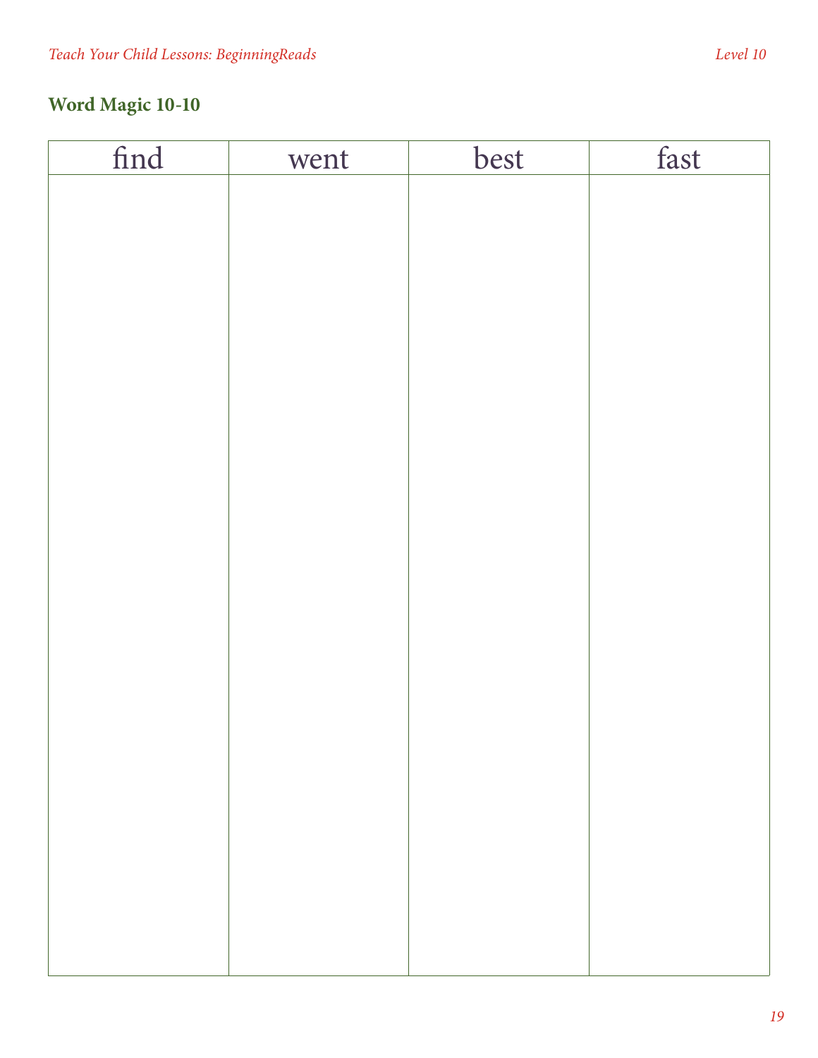## Word Magic 10-10

| find | went | best | fast |
| --- | --- | --- | --- |
| | | | |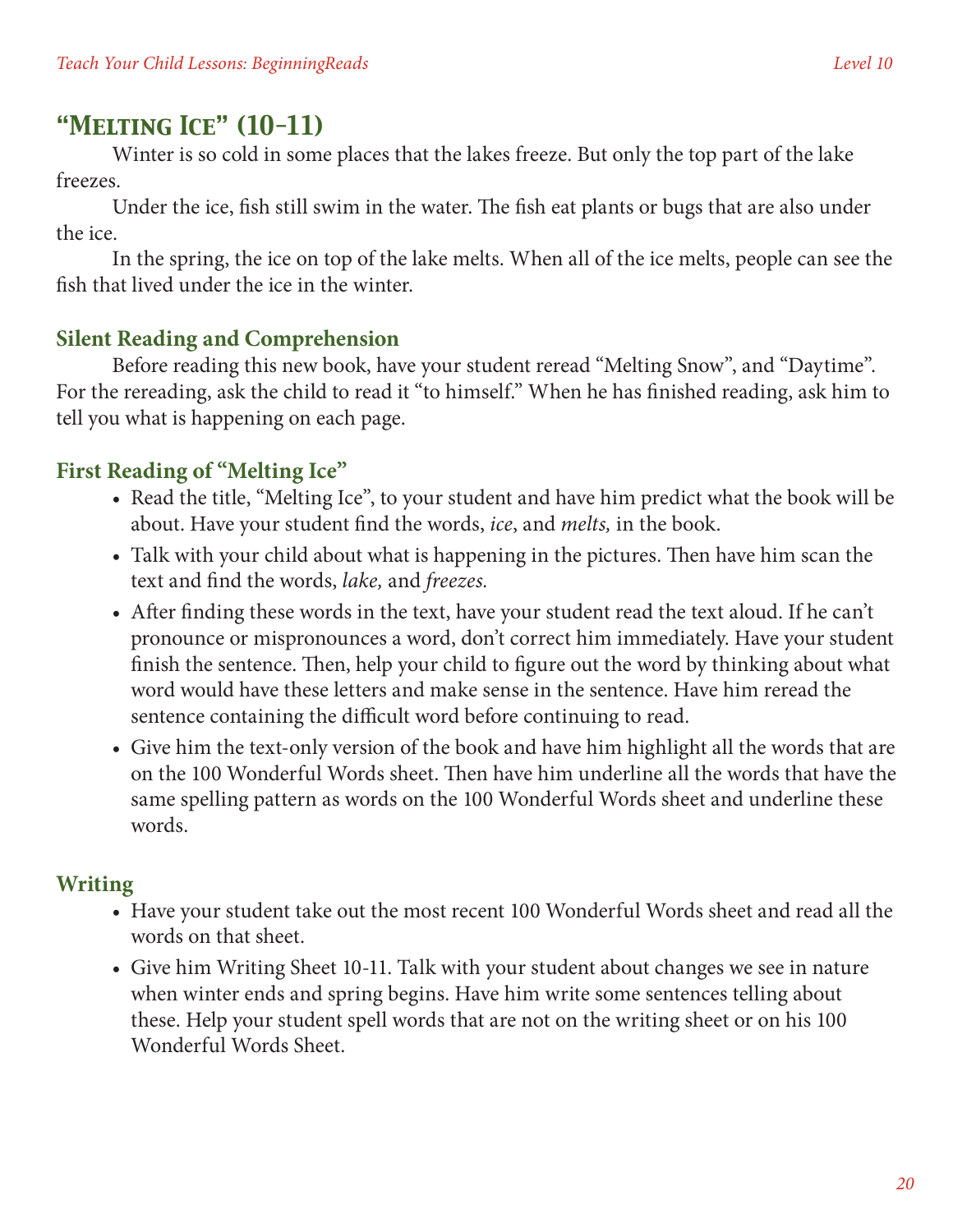## "Melting Ice" (10-11)

Winter is so cold in some places that the lakes freeze. But only the top part of the lake freezes.

Under the ice, fish still swim in the water. The fish eat plants or bugs that are also under the ice.

In the spring, the ice on top of the lake melts. When all of the ice melts, people can see the fish that lived under the ice in the winter.

### Silent Reading and Comprehension

Before reading this new book, have your student reread "Melting Snow", and "Daytime". For the rereading, ask the child to read it "to himself." When he has finished reading, ask him to tell you what is happening on each page.

### First Reading of "Melting Ice"

- Read the title, "Melting Ice", to your student and have him predict what the book will be about. Have your student find the words, *ice*, and *melts,* in the book.
- Talk with your child about what is happening in the pictures. Then have him scan the text and find the words, *lake,* and *freezes.*
- After finding these words in the text, have your student read the text aloud. If he can't pronounce or mispronounces a word, don't correct him immediately. Have your student finish the sentence. Then, help your child to figure out the word by thinking about what word would have these letters and make sense in the sentence. Have him reread the sentence containing the difficult word before continuing to read.
- Give him the text-only version of the book and have him highlight all the words that are on the 100 Wonderful Words sheet. Then have him underline all the words that have the same spelling pattern as words on the 100 Wonderful Words sheet and underline these words.

### Writing

- Have your student take out the most recent 100 Wonderful Words sheet and read all the words on that sheet.
- Give him Writing Sheet 10-11. Talk with your student about changes we see in nature when winter ends and spring begins. Have him write some sentences telling about these. Help your student spell words that are not on the writing sheet or on his 100 Wonderful Words Sheet.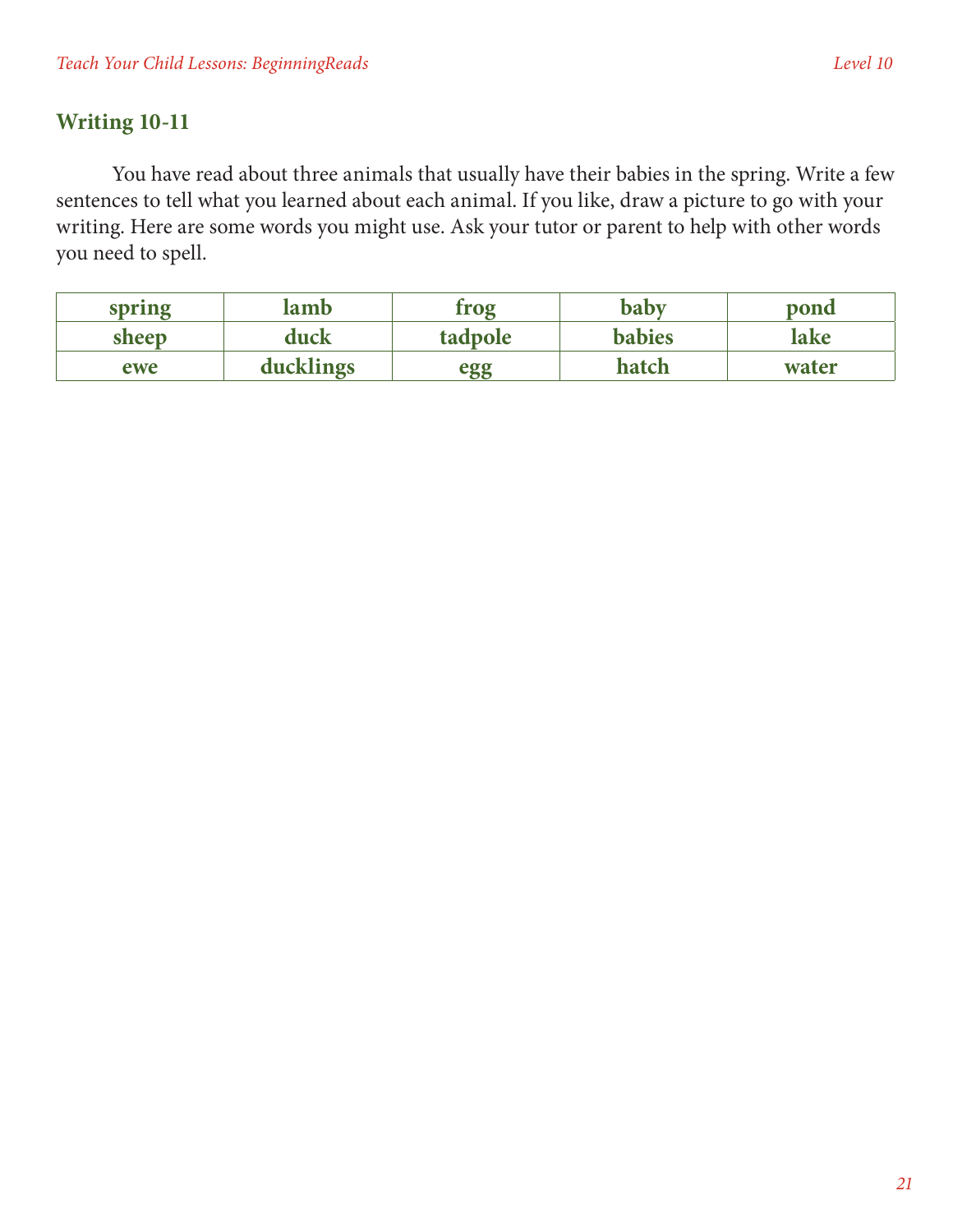## Writing 10-11

You have read about three animals that usually have their babies in the spring. Write a few sentences to tell what you learned about each animal. If you like, draw a picture to go with your writing. Here are some words you might use. Ask your tutor or parent to help with other words you need to spell.

| spring | lamb | frog | baby | pond |
|---|---|---|---|---|
| sheep | duck | tadpole | babies | lake |
| ewe | ducklings | egg | hatch | water |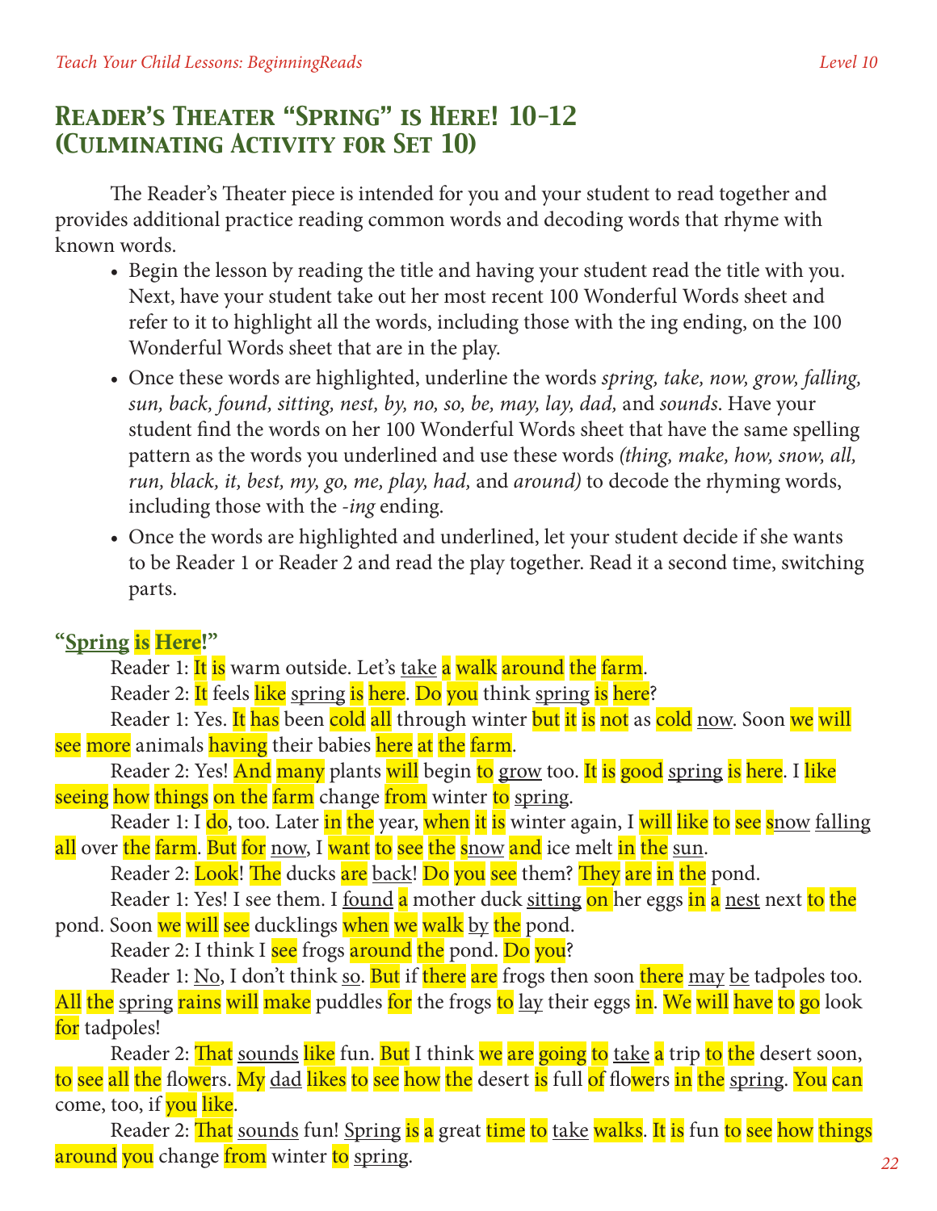## Reader's Theater "Spring" is Here! 10-12 (Culminating Activity for Set 10)

The Reader's Theater piece is intended for you and your student to read together and provides additional practice reading common words and decoding words that rhyme with known words.

- Begin the lesson by reading the title and having your student read the title with you. Next, have your student take out her most recent 100 Wonderful Words sheet and refer to it to highlight all the words, including those with the ing ending, on the 100 Wonderful Words sheet that are in the play.
- Once these words are highlighted, underline the words *spring, take, now, grow, falling, sun, back, found, sitting, nest, by, no, so, be, may, lay, dad,* and *sounds*. Have your student find the words on her 100 Wonderful Words sheet that have the same spelling pattern as the words you underlined and use these words *(thing, make, how, snow, all, run, black, it, best, my, go, me, play, had,* and *around)* to decode the rhyming words, including those with the *-ing* ending.
- Once the words are highlighted and underlined, let your student decide if she wants to be Reader 1 or Reader 2 and read the play together. Read it a second time, switching parts.

### "Spring is Here!"

Reader 1: It is warm outside. Let's take a walk around the farm.

Reader 2: It feels like spring is here. Do you think spring is here?

Reader 1: Yes. It has been cold all through winter but it is not as cold now. Soon we will see more animals having their babies here at the farm.

Reader 2: Yes! And many plants will begin to grow too. It is good spring is here. I like seeing how things on the farm change from winter to spring.

Reader 1: I do, too. Later in the year, when it is winter again, I will like to see snow falling all over the farm. But for now, I want to see the snow and ice melt in the sun.

Reader 2: Look! The ducks are back! Do you see them? They are in the pond.

Reader 1: Yes! I see them. I found a mother duck sitting on her eggs in a nest next to the pond. Soon we will see ducklings when we walk by the pond.

Reader 2: I think I see frogs around the pond. Do you?

Reader 1: No, I don't think so. But if there are frogs then soon there may be tadpoles too. All the spring rains will make puddles for the frogs to lay their eggs in. We will have to go look for tadpoles!

Reader 2: That sounds like fun. But I think we are going to take a trip to the desert soon, to see all the flowers. My dad likes to see how the desert is full of flowers in the spring. You can come, too, if you like.

Reader 2: That sounds fun! Spring is a great time to take walks. It is fun to see how things around you change from winter to spring.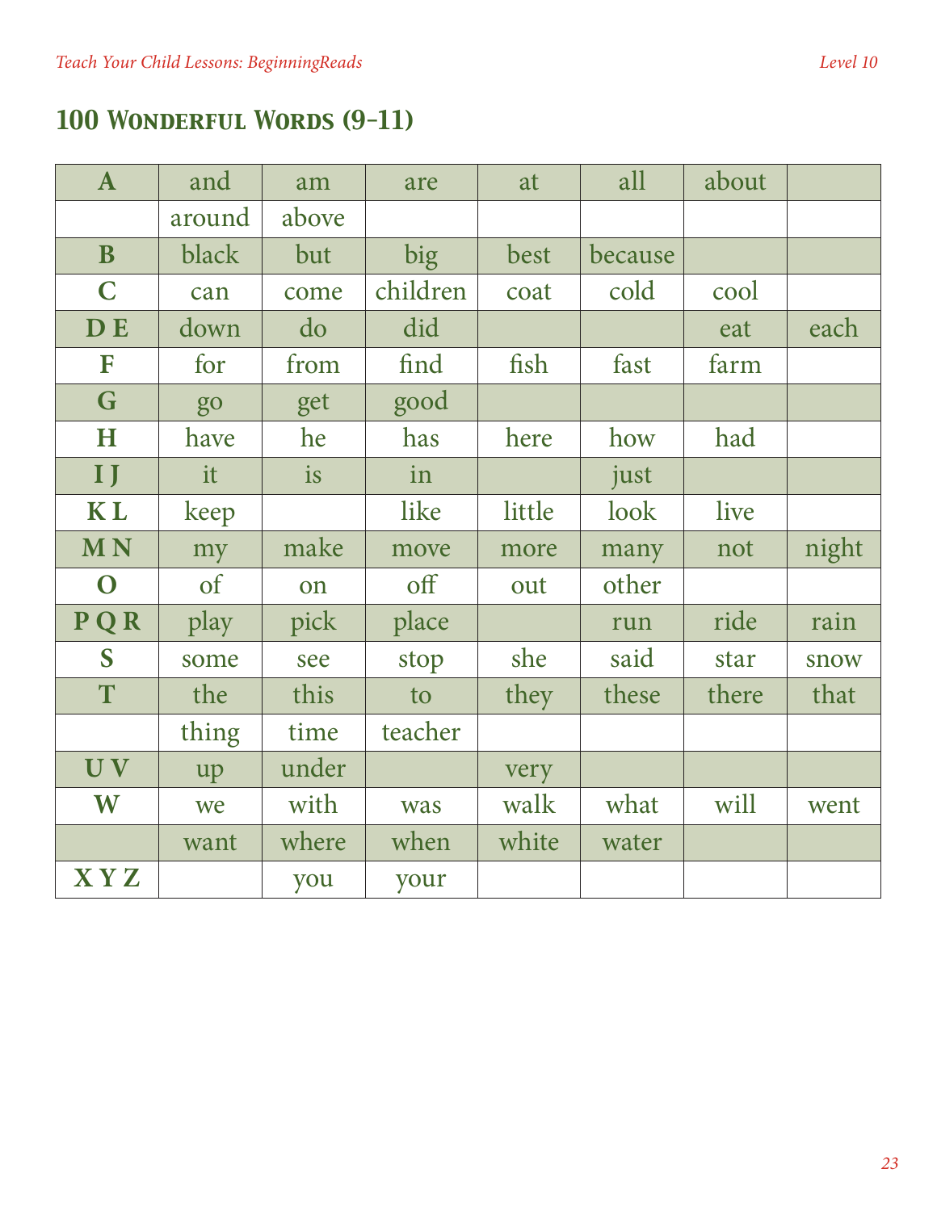## 100 Wonderful Words (9-11)

| | | | | | | | |
|---|---|---|---|---|---|---|---|
| **A** | and | am | are | at | all | about | |
| | around | above | | | | | |
| **B** | black | but | big | best | because | | |
| **C** | can | come | children | coat | cold | cool | |
| **D E** | down | do | did | | | eat | each |
| **F** | for | from | find | fish | fast | farm | |
| **G** | go | get | good | | | | |
| **H** | have | he | has | here | how | had | |
| **I J** | it | is | in | | just | | |
| **K L** | keep | | like | little | look | live | |
| **M N** | my | make | move | more | many | not | night |
| **O** | of | on | off | out | other | | |
| **P Q R** | play | pick | place | | run | ride | rain |
| **S** | some | see | stop | she | said | star | snow |
| **T** | the | this | to | they | these | there | that |
| | thing | time | teacher | | | | |
| **U V** | up | under | | very | | | |
| **W** | we | with | was | walk | what | will | went |
| | want | where | when | white | water | | |
| **X Y Z** | | you | your | | | | |